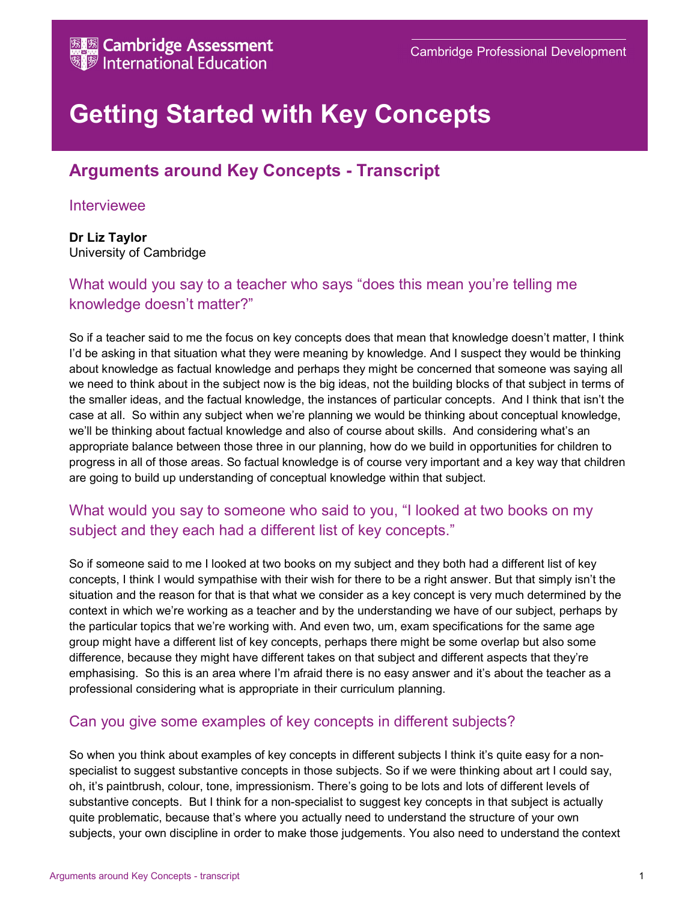Cambridge Assessment International Education

Cambridge Professional Development

# Getting Started with Key Concepts

## Arguments around Key Concepts - Transcript

### Interviewee

**Dr Liz Taylor**
University of Cambridge

### What would you say to a teacher who says "does this mean you're telling me knowledge doesn't matter?"

So if a teacher said to me the focus on key concepts does that mean that knowledge doesn't matter, I think I'd be asking in that situation what they were meaning by knowledge. And I suspect they would be thinking about knowledge as factual knowledge and perhaps they might be concerned that someone was saying all we need to think about in the subject now is the big ideas, not the building blocks of that subject in terms of the smaller ideas, and the factual knowledge, the instances of particular concepts. And I think that isn't the case at all. So within any subject when we're planning we would be thinking about conceptual knowledge, we'll be thinking about factual knowledge and also of course about skills. And considering what's an appropriate balance between those three in our planning, how do we build in opportunities for children to progress in all of those areas. So factual knowledge is of course very important and a key way that children are going to build up understanding of conceptual knowledge within that subject.

### What would you say to someone who said to you, "I looked at two books on my subject and they each had a different list of key concepts."

So if someone said to me I looked at two books on my subject and they both had a different list of key concepts, I think I would sympathise with their wish for there to be a right answer. But that simply isn't the situation and the reason for that is that what we consider as a key concept is very much determined by the context in which we're working as a teacher and by the understanding we have of our subject, perhaps by the particular topics that we're working with. And even two, um, exam specifications for the same age group might have a different list of key concepts, perhaps there might be some overlap but also some difference, because they might have different takes on that subject and different aspects that they're emphasising. So this is an area where I'm afraid there is no easy answer and it's about the teacher as a professional considering what is appropriate in their curriculum planning.

### Can you give some examples of key concepts in different subjects?

So when you think about examples of key concepts in different subjects I think it's quite easy for a non-specialist to suggest substantive concepts in those subjects. So if we were thinking about art I could say, oh, it's paintbrush, colour, tone, impressionism. There's going to be lots and lots of different levels of substantive concepts. But I think for a non-specialist to suggest key concepts in that subject is actually quite problematic, because that's where you actually need to understand the structure of your own subjects, your own discipline in order to make those judgements. You also need to understand the context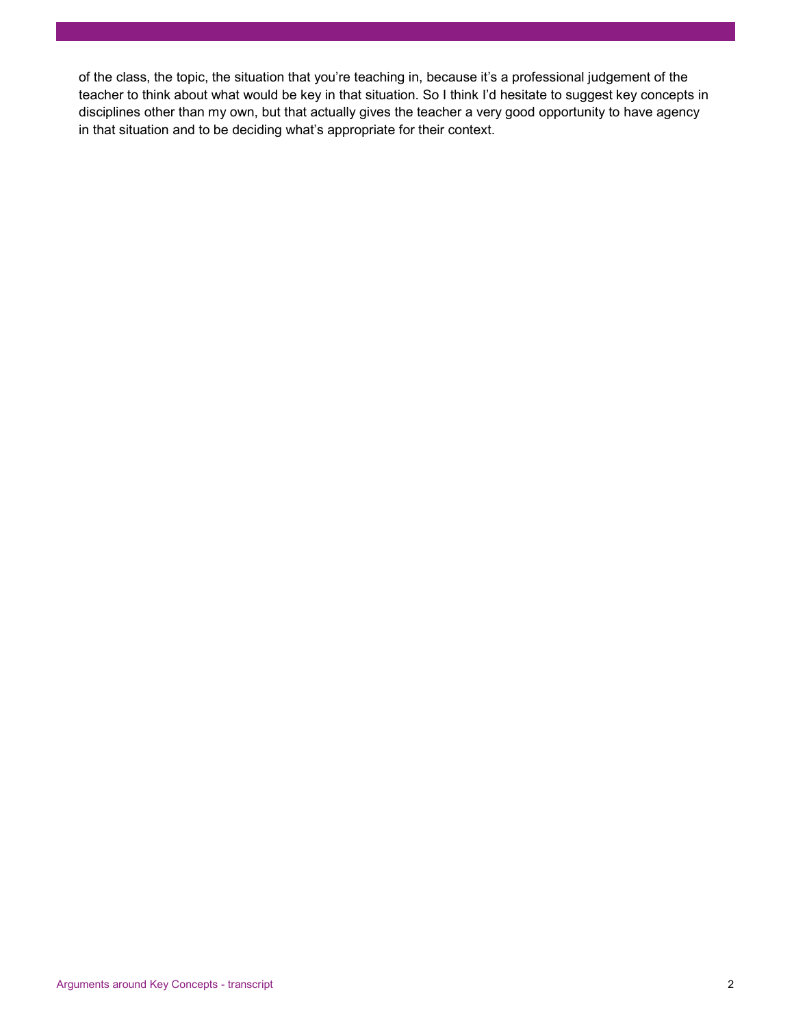of the class, the topic, the situation that you're teaching in, because it's a professional judgement of the teacher to think about what would be key in that situation. So I think I'd hesitate to suggest key concepts in disciplines other than my own, but that actually gives the teacher a very good opportunity to have agency in that situation and to be deciding what's appropriate for their context.